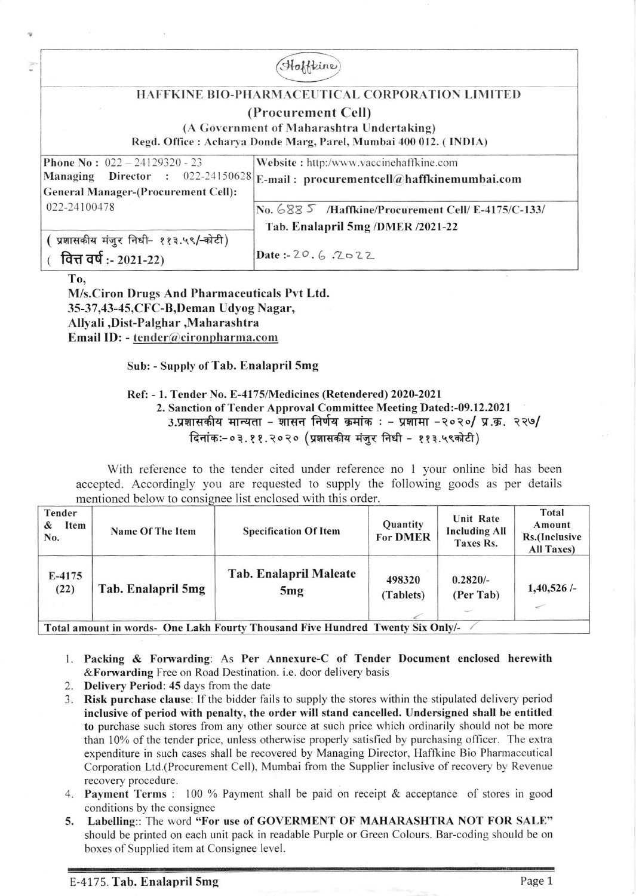Haffkine

# HAFFKINE BIO-PHARMACEUTICAL CORPORATION LIMITED

## (Procurement Cell)

(A Government of Maharashtra Undertaking)

Regd. Office : Acharya Donde Marg, Parel, Mumbai 400 012. ( INDIA)

| | |
|---|---|
| Phone No : 022 – 24129320 - 23<br>Managing Director : 022-24150628<br>General Manager-(Procurement Cell):<br>022-24100478 | Website : http:/www.vaccinehaffkine.com<br>E-mail : **procurementcell@haffkinemumbai.com** |
| | No. 6885 /Haffkine/Procurement Cell/ E-4175/C-133/ Tab. Enalapril 5mg /DMER /2021-22 |
| ( प्रशासकीय मंजुर निधी- ११३.५९/-कोटी)<br>( **वित्त वर्ष :- 2021-22**) | Date :- 20.6.2022 |

**To,**

**M/s.Ciron Drugs And Pharmaceuticals Pvt Ltd.**
**35-37,43-45,CFC-B,Deman Udyog Nagar,**
**Allyali ,Dist-Palghar ,Maharashtra**
**Email ID: - tender@cironpharma.com**

**Sub: - Supply of Tab. Enalapril 5mg**

**Ref: - 1. Tender No. E-4175/Medicines (Retendered) 2020-2021**
**2. Sanction of Tender Approval Committee Meeting Dated:-09.12.2021**
**3.प्रशासकीय मान्यता - शासन निर्णय क्रमांक : - प्रशामा -२०२०/ प्र.क्र. २२७/ दिनांक:-०३.११.२०२० (प्रशासकीय मंजुर निधी - ११३.५९कोटी)**

With reference to the tender cited under reference no 1 your online bid has been accepted. Accordingly you are requested to supply the following goods as per details mentioned below to consignee list enclosed with this order.

| Tender & Item No. | Name Of The Item | Specification Of Item | Quantity For DMER | Unit Rate Including All Taxes Rs. | Total Amount Rs.(Inclusive All Taxes) |
|---|---|---|---|---|---|
| E-4175 (22) | **Tab. Enalapril 5mg** | **Tab. Enalapril Maleate 5mg** | 498320 (Tablets) | 0.2820/- (Per Tab) | 1,40,526 /- |
| **Total amount in words- One Lakh Fourty Thousand Five Hundred Twenty Six Only/-** | | | | | |

1. **Packing & Forwarding**: As **Per Annexure-C of Tender Document enclosed herewith &Forwarding** Free on Road Destination. i.e. door delivery basis
2. **Delivery Period: 45** days from the date
3. **Risk purchase clause**: If the bidder fails to supply the stores within the stipulated delivery period **inclusive of period with penalty, the order will stand cancelled. Undersigned shall be entitled to** purchase such stores from any other source at such price which ordinarily should not be more than 10% of the tender price, unless otherwise properly satisfied by purchasing officer. The extra expenditure in such cases shall be recovered by Managing Director, Haffkine Bio Pharmaceutical Corporation Ltd.(Procurement Cell), Mumbai from the Supplier inclusive of recovery by Revenue recovery procedure.
4. **Payment Terms** : 100 % Payment shall be paid on receipt & acceptance of stores in good conditions by the consignee
5. **Labelling**:: The word **"For use of GOVERMENT OF MAHARASHTRA NOT FOR SALE"** should be printed on each unit pack in readable Purple or Green Colours. Bar-coding should be on boxes of Supplied item at Consignee level.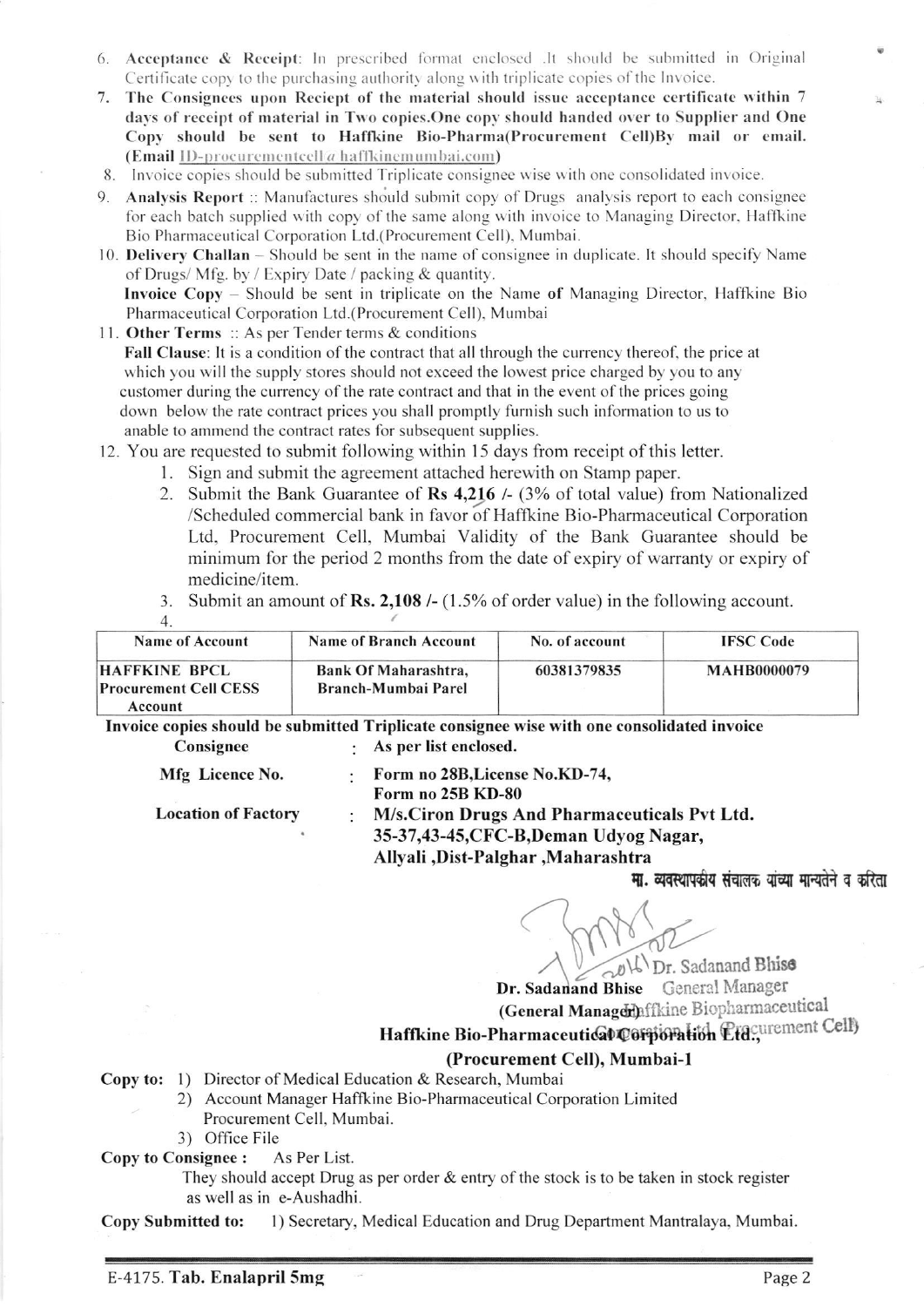6. **Acceptance & Receipt**: In prescribed format enclosed .It should be submitted in Original Certificate copy to the purchasing authority along with triplicate copies of the Invoice.
7. **The Consignees upon Reciept of the material should issue acceptance certificate within 7 days of receipt of material in Two copies.One copy should handed over to Supplier and One Copy should be sent to Haffkine Bio-Pharma(Procurement Cell)By mail or email. (Email ID-procurementcell@haffkinemumbai.com)**
8. Invoice copies should be submitted Triplicate consignee wise with one consolidated invoice.
9. **Analysis Report** :: Manufactures should submit copy of Drugs analysis report to each consignee for each batch supplied with copy of the same along with invoice to Managing Director, Haffkine Bio Pharmaceutical Corporation Ltd.(Procurement Cell), Mumbai.
10. **Delivery Challan** – Should be sent in the name of consignee in duplicate. It should specify Name of Drugs/ Mfg. by / Expiry Date / packing & quantity.
    **Invoice Copy** – Should be sent in triplicate on the Name **of** Managing Director, Haffkine Bio Pharmaceutical Corporation Ltd.(Procurement Cell), Mumbai
11. **Other Terms** :: As per Tender terms & conditions
    **Fall Clause**: It is a condition of the contract that all through the currency thereof, the price at which you will the supply stores should not exceed the lowest price charged by you to any customer during the currency of the rate contract and that in the event of the prices going down below the rate contract prices you shall promptly furnish such information to us to anable to ammend the contract rates for subsequent supplies.
12. You are requested to submit following within 15 days from receipt of this letter.
    1. Sign and submit the agreement attached herewith on Stamp paper.
    2. Submit the Bank Guarantee of **Rs 4,216** /- (3% of total value) from Nationalized /Scheduled commercial bank in favor of Haffkine Bio-Pharmaceutical Corporation Ltd, Procurement Cell, Mumbai Validity of the Bank Guarantee should be minimum for the period 2 months from the date of expiry of warranty or expiry of medicine/item.
    3. Submit an amount of **Rs. 2,108 /-** (1.5% of order value) in the following account.
    4.

| Name of Account | Name of Branch Account | No. of account | IFSC Code |
|---|---|---|---|
| **HAFFKINE BPCL Procurement Cell CESS Account** | **Bank Of Maharashtra, Branch-Mumbai Parel** | 60381379835 | MAHB0000079 |

**Invoice copies should be submitted Triplicate consignee wise with one consolidated invoice**

**Consignee** : **As per list enclosed.**

**Mfg Licence No.** : **Form no 28B,License No.KD-74, Form no 25B KD-80**

**Location of Factory** : **M/s.Ciron Drugs And Pharmaceuticals Pvt Ltd. 35-37,43-45,CFC-B,Deman Udyog Nagar, Allyali ,Dist-Palghar ,Maharashtra**

**मा. व्यवस्थापकीय संचालक यांच्या मान्यतेने व करिता**

Dr. Sadanand Bhise
General Manager
Haffkine Biopharmaceutical Corporation Ltd., (Procurement Cell)

**Dr. Sadanand Bhise**
**(General Manager)**
**Haffkine Bio-Pharmaceutical Corporation Ltd.**
**(Procurement Cell), Mumbai-1**

**Copy to:**
1) Director of Medical Education & Research, Mumbai
2) Account Manager Haffkine Bio-Pharmaceutical Corporation Limited Procurement Cell, Mumbai.
3) Office File

**Copy to Consignee :** As Per List.
They should accept Drug as per order & entry of the stock is to be taken in stock register as well as in e-Aushadhi.

**Copy Submitted to:** 1) Secretary, Medical Education and Drug Department Mantralaya, Mumbai.

E-4175. **Tab. Enalapril 5mg**